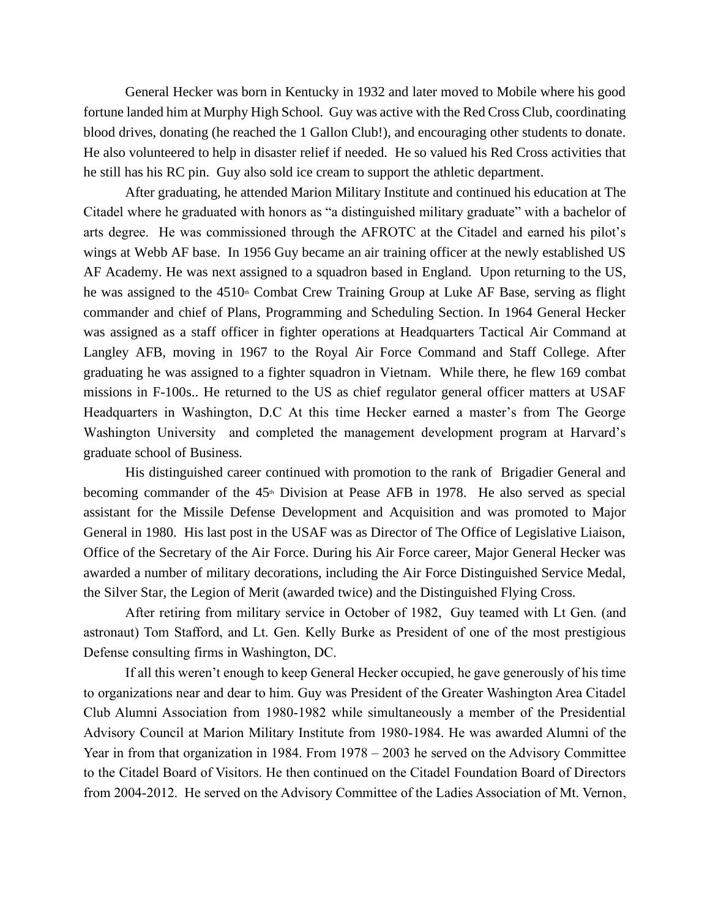General Hecker was born in Kentucky in 1932 and later moved to Mobile where his good fortune landed him at Murphy High School. Guy was active with the Red Cross Club, coordinating blood drives, donating (he reached the 1 Gallon Club!), and encouraging other students to donate. He also volunteered to help in disaster relief if needed. He so valued his Red Cross activities that he still has his RC pin. Guy also sold ice cream to support the athletic department.

After graduating, he attended Marion Military Institute and continued his education at The Citadel where he graduated with honors as "a distinguished military graduate" with a bachelor of arts degree. He was commissioned through the AFROTC at the Citadel and earned his pilot's wings at Webb AF base. In 1956 Guy became an air training officer at the newly established US AF Academy. He was next assigned to a squadron based in England. Upon returning to the US, he was assigned to the 4510th Combat Crew Training Group at Luke AF Base, serving as flight commander and chief of Plans, Programming and Scheduling Section. In 1964 General Hecker was assigned as a staff officer in fighter operations at Headquarters Tactical Air Command at Langley AFB, moving in 1967 to the Royal Air Force Command and Staff College. After graduating he was assigned to a fighter squadron in Vietnam. While there, he flew 169 combat missions in F-100s.. He returned to the US as chief regulator general officer matters at USAF Headquarters in Washington, D.C At this time Hecker earned a master's from The George Washington University and completed the management development program at Harvard's graduate school of Business.

His distinguished career continued with promotion to the rank of Brigadier General and becoming commander of the 45th Division at Pease AFB in 1978. He also served as special assistant for the Missile Defense Development and Acquisition and was promoted to Major General in 1980. His last post in the USAF was as Director of The Office of Legislative Liaison, Office of the Secretary of the Air Force. During his Air Force career, Major General Hecker was awarded a number of military decorations, including the Air Force Distinguished Service Medal, the Silver Star, the Legion of Merit (awarded twice) and the Distinguished Flying Cross.

After retiring from military service in October of 1982, Guy teamed with Lt Gen. (and astronaut) Tom Stafford, and Lt. Gen. Kelly Burke as President of one of the most prestigious Defense consulting firms in Washington, DC.

If all this weren't enough to keep General Hecker occupied, he gave generously of his time to organizations near and dear to him. Guy was President of the Greater Washington Area Citadel Club Alumni Association from 1980-1982 while simultaneously a member of the Presidential Advisory Council at Marion Military Institute from 1980-1984. He was awarded Alumni of the Year in from that organization in 1984. From 1978 – 2003 he served on the Advisory Committee to the Citadel Board of Visitors. He then continued on the Citadel Foundation Board of Directors from 2004-2012. He served on the Advisory Committee of the Ladies Association of Mt. Vernon,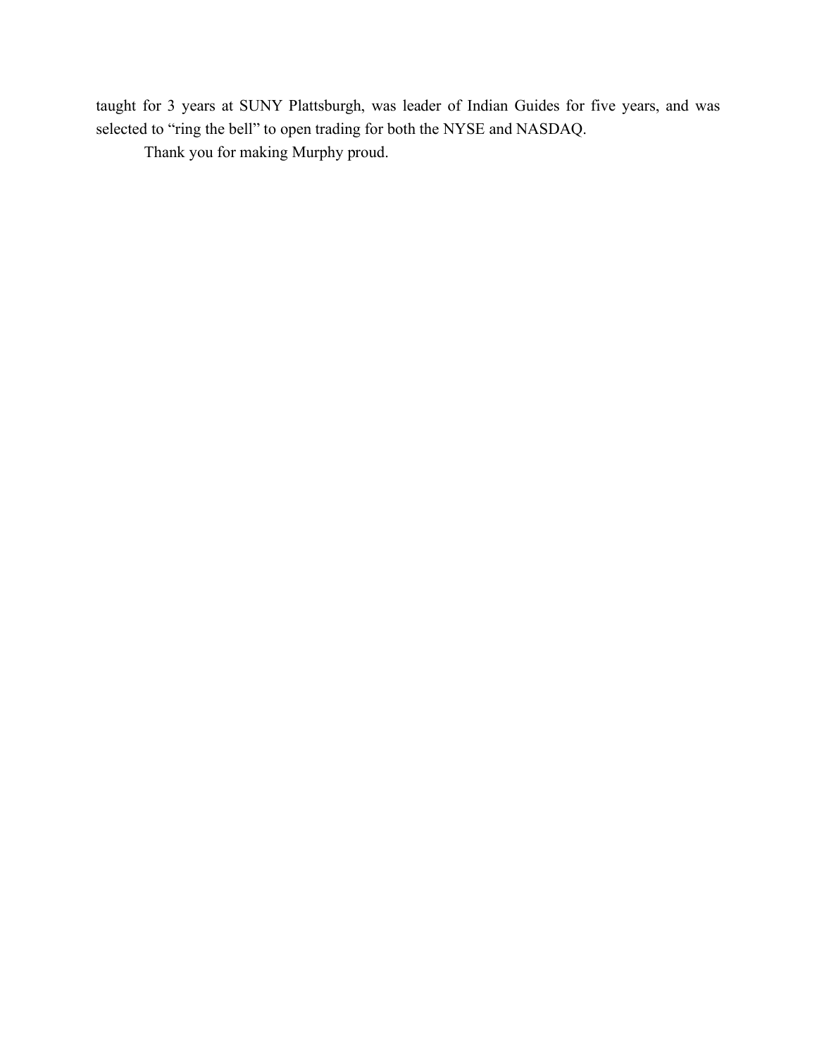taught for 3 years at SUNY Plattsburgh, was leader of Indian Guides for five years, and was selected to “ring the bell” to open trading for both the NYSE and NASDAQ.

Thank you for making Murphy proud.